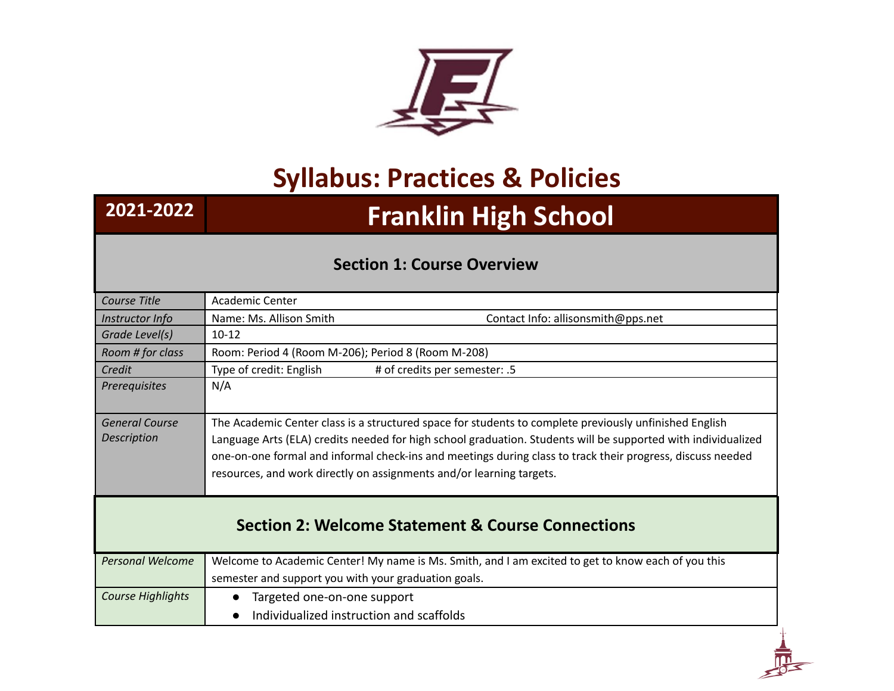# Syllabus: Practices & Policies

| 2021-2022 | Franklin High School |
|---|---|

## Section 1: Course Overview

| | |
|---|---|
| *Course Title* | Academic Center |
| *Instructor Info* | Name: Ms. Allison Smith Contact Info: allisonsmith@pps.net |
| *Grade Level(s)* | 10-12 |
| *Room # for class* | Room: Period 4 (Room M-206); Period 8 (Room M-208) |
| *Credit* | Type of credit: English # of credits per semester: .5 |
| *Prerequisites* | N/A |
| *General Course Description* | The Academic Center class is a structured space for students to complete previously unfinished English Language Arts (ELA) credits needed for high school graduation. Students will be supported with individualized one-on-one formal and informal check-ins and meetings during class to track their progress, discuss needed resources, and work directly on assignments and/or learning targets. |

## Section 2: Welcome Statement & Course Connections

| | |
|---|---|
| *Personal Welcome* | Welcome to Academic Center! My name is Ms. Smith, and I am excited to get to know each of you this semester and support you with your graduation goals. |
| *Course Highlights* | • Targeted one-on-one support<br>• Individualized instruction and scaffolds |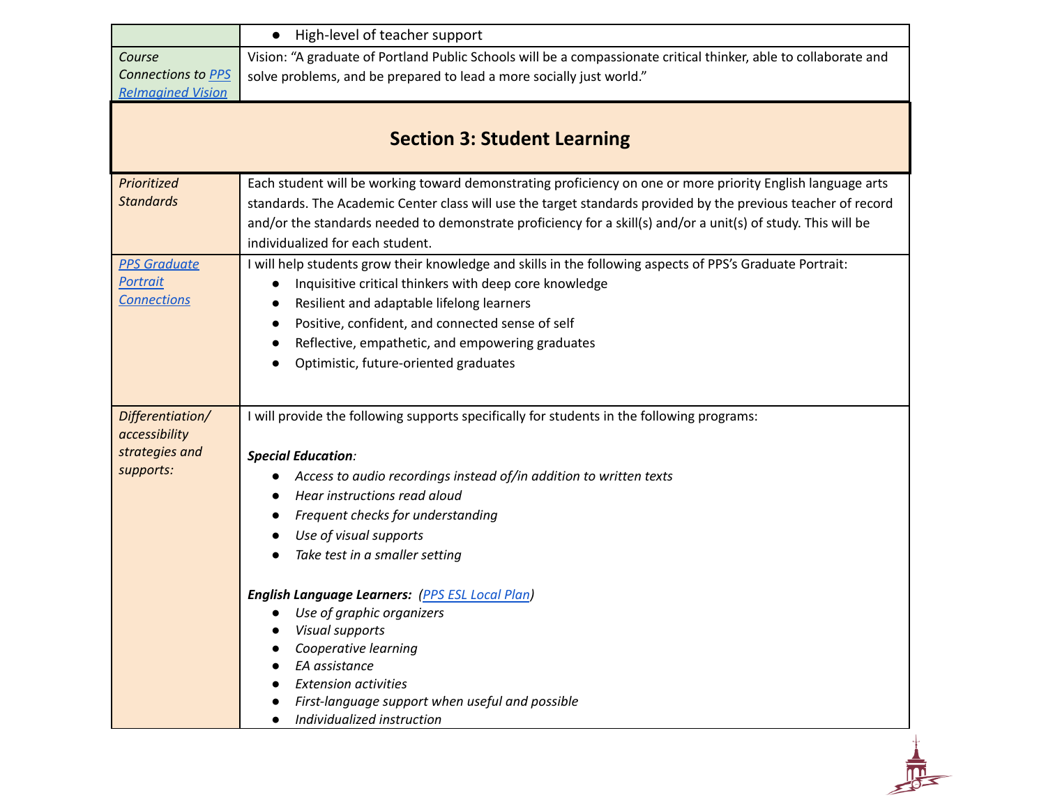| | |
|---|---|
| | ● High-level of teacher support |
| *Course Connections to PPS ReImagined Vision* | Vision: "A graduate of Portland Public Schools will be a compassionate critical thinker, able to collaborate and solve problems, and be prepared to lead a more socially just world." |

## Section 3: Student Learning

| | |
|---|---|
| *Prioritized Standards* | Each student will be working toward demonstrating proficiency on one or more priority English language arts standards. The Academic Center class will use the target standards provided by the previous teacher of record and/or the standards needed to demonstrate proficiency for a skill(s) and/or a unit(s) of study. This will be individualized for each student. |
| *PPS Graduate Portrait Connections* | I will help students grow their knowledge and skills in the following aspects of PPS's Graduate Portrait:<br>● Inquisitive critical thinkers with deep core knowledge<br>● Resilient and adaptable lifelong learners<br>● Positive, confident, and connected sense of self<br>● Reflective, empathetic, and empowering graduates<br>● Optimistic, future-oriented graduates |
| *Differentiation/ accessibility strategies and supports:* | I will provide the following supports specifically for students in the following programs:<br><br>***Special Education****:*<br>● *Access to audio recordings instead of/in addition to written texts*<br>● *Hear instructions read aloud*<br>● *Frequent checks for understanding*<br>● *Use of visual supports*<br>● *Take test in a smaller setting*<br><br>***English Language Learners:*** *(PPS ESL Local Plan)*<br>● *Use of graphic organizers*<br>● *Visual supports*<br>● *Cooperative learning*<br>● *EA assistance*<br>● *Extension activities*<br>● *First-language support when useful and possible*<br>● *Individualized instruction* |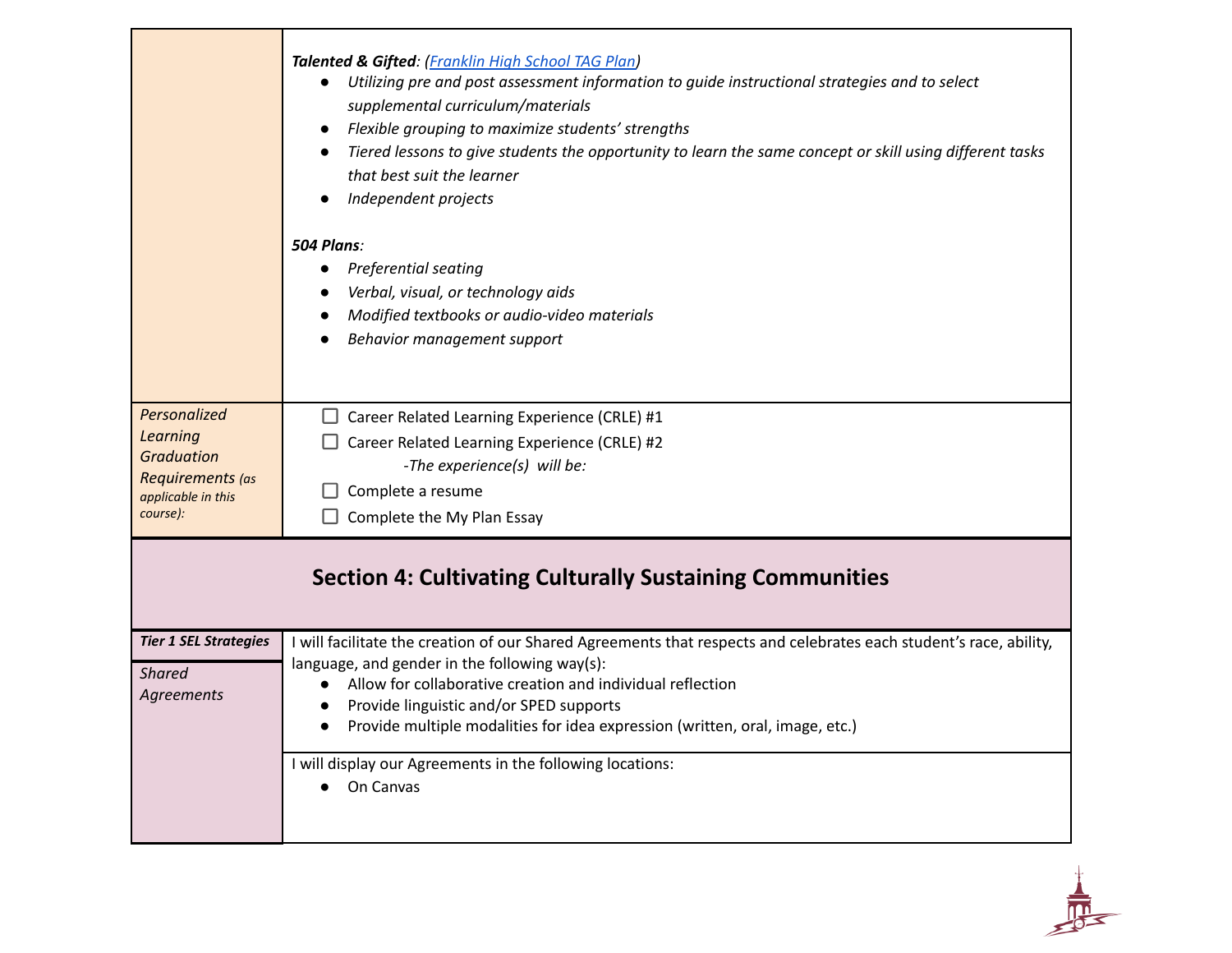| | |
|---|---|
| | ***Talented & Gifted**: ([Franklin High School TAG Plan](#))*<br>• *Utilizing pre and post assessment information to guide instructional strategies and to select supplemental curriculum/materials*<br>• *Flexible grouping to maximize students' strengths*<br>• *Tiered lessons to give students the opportunity to learn the same concept or skill using different tasks that best suit the learner*<br>• *Independent projects*<br><br>***504 Plans**:*<br>• *Preferential seating*<br>• *Verbal, visual, or technology aids*<br>• *Modified textbooks or audio-video materials*<br>• *Behavior management support* |
| *Personalized Learning Graduation Requirements (as applicable in this course):* | ☐ Career Related Learning Experience (CRLE) #1<br>☐ Career Related Learning Experience (CRLE) #2<br>*-The experience(s) will be:*<br>☐ Complete a resume<br>☐ Complete the My Plan Essay |

## Section 4: Cultivating Culturally Sustaining Communities

| | |
|---|---|
| ***Tier 1 SEL Strategies***<br><br>*Shared Agreements* | I will facilitate the creation of our Shared Agreements that respects and celebrates each student's race, ability, language, and gender in the following way(s):<br>• Allow for collaborative creation and individual reflection<br>• Provide linguistic and/or SPED supports<br>• Provide multiple modalities for idea expression (written, oral, image, etc.) |
| | I will display our Agreements in the following locations:<br>• On Canvas |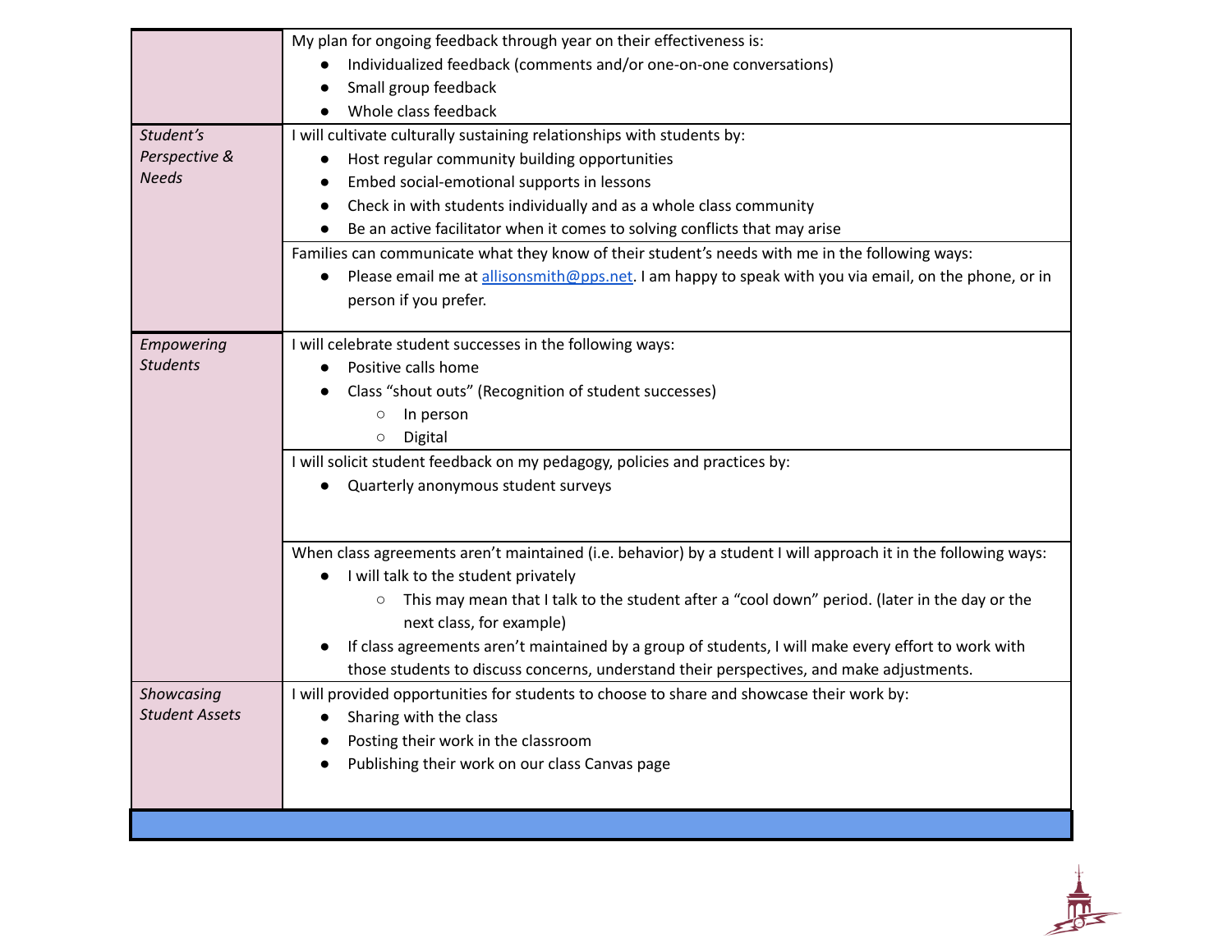| | |
|---|---|
| | My plan for ongoing feedback through year on their effectiveness is:<br>• Individualized feedback (comments and/or one-on-one conversations)<br>• Small group feedback<br>• Whole class feedback |
| *Student's Perspective & Needs* | I will cultivate culturally sustaining relationships with students by:<br>• Host regular community building opportunities<br>• Embed social-emotional supports in lessons<br>• Check in with students individually and as a whole class community<br>• Be an active facilitator when it comes to solving conflicts that may arise |
| | Families can communicate what they know of their student's needs with me in the following ways:<br>• Please email me at allisonsmith@pps.net. I am happy to speak with you via email, on the phone, or in person if you prefer. |
| *Empowering Students* | I will celebrate student successes in the following ways:<br>• Positive calls home<br>• Class "shout outs" (Recognition of student successes)<br>  ○ In person<br>  ○ Digital |
| | I will solicit student feedback on my pedagogy, policies and practices by:<br>• Quarterly anonymous student surveys |
| | When class agreements aren't maintained (i.e. behavior) by a student I will approach it in the following ways:<br>• I will talk to the student privately<br>  ○ This may mean that I talk to the student after a "cool down" period. (later in the day or the next class, for example)<br>• If class agreements aren't maintained by a group of students, I will make every effort to work with those students to discuss concerns, understand their perspectives, and make adjustments. |
| *Showcasing Student Assets* | I will provided opportunities for students to choose to share and showcase their work by:<br>• Sharing with the class<br>• Posting their work in the classroom<br>• Publishing their work on our class Canvas page |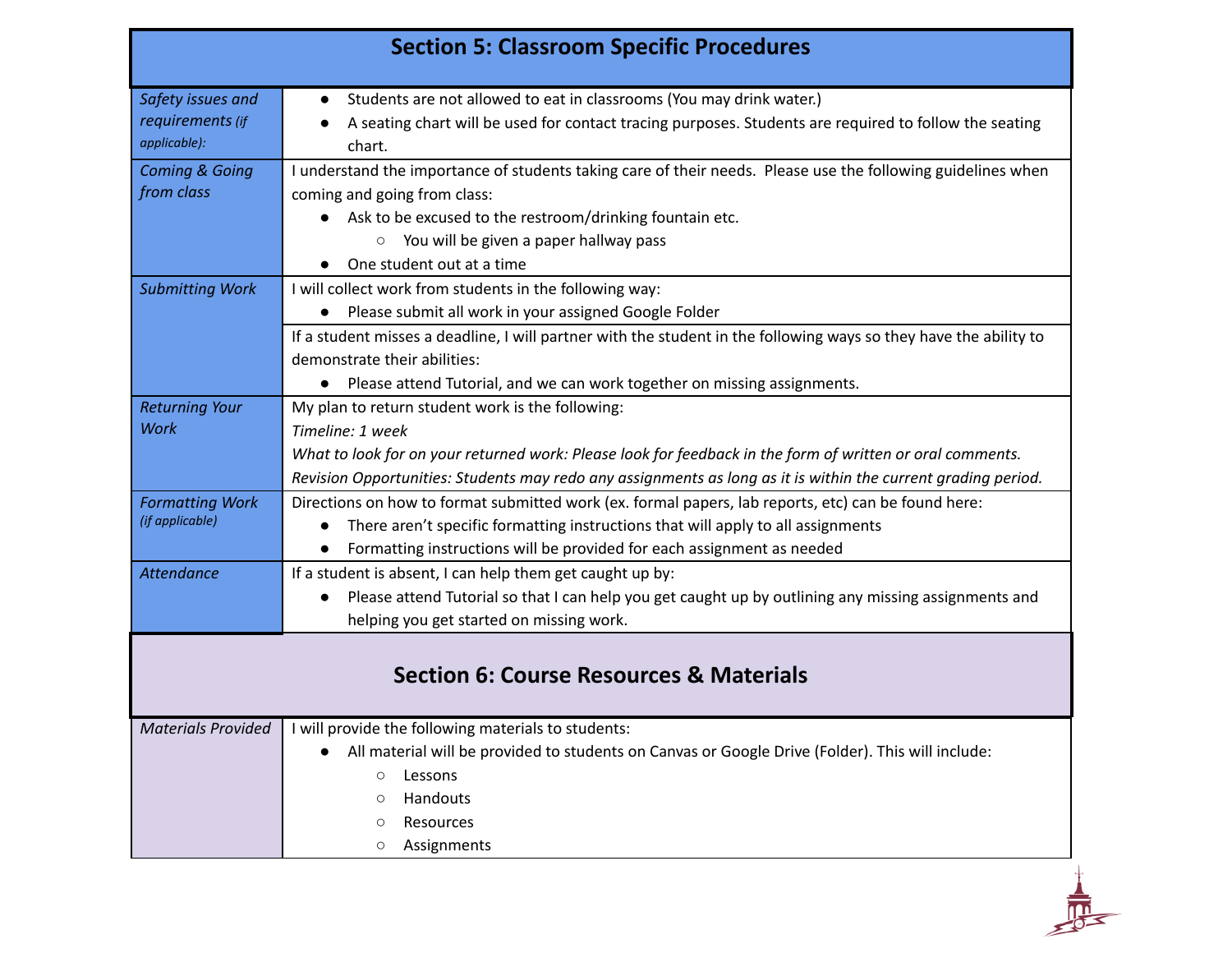## Section 5: Classroom Specific Procedures

| | |
|---|---|
| *Safety issues and requirements (if applicable):* | • Students are not allowed to eat in classrooms (You may drink water.)<br>• A seating chart will be used for contact tracing purposes. Students are required to follow the seating chart. |
| *Coming & Going from class* | I understand the importance of students taking care of their needs. Please use the following guidelines when coming and going from class:<br>• Ask to be excused to the restroom/drinking fountain etc.<br>&nbsp;&nbsp;&nbsp;&nbsp;○ You will be given a paper hallway pass<br>• One student out at a time |
| *Submitting Work* | I will collect work from students in the following way:<br>• Please submit all work in your assigned Google Folder |
| | If a student misses a deadline, I will partner with the student in the following ways so they have the ability to demonstrate their abilities:<br>• Please attend Tutorial, and we can work together on missing assignments. |
| *Returning Your Work* | My plan to return student work is the following:<br>*Timeline: 1 week*<br>*What to look for on your returned work: Please look for feedback in the form of written or oral comments.*<br>*Revision Opportunities: Students may redo any assignments as long as it is within the current grading period.* |
| *Formatting Work (if applicable)* | Directions on how to format submitted work (ex. formal papers, lab reports, etc) can be found here:<br>• There aren't specific formatting instructions that will apply to all assignments<br>• Formatting instructions will be provided for each assignment as needed |
| *Attendance* | If a student is absent, I can help them get caught up by:<br>• Please attend Tutorial so that I can help you get caught up by outlining any missing assignments and helping you get started on missing work. |

## Section 6: Course Resources & Materials

| | |
|---|---|
| *Materials Provided* | I will provide the following materials to students:<br>• All material will be provided to students on Canvas or Google Drive (Folder). This will include:<br>&nbsp;&nbsp;&nbsp;&nbsp;○ Lessons<br>&nbsp;&nbsp;&nbsp;&nbsp;○ Handouts<br>&nbsp;&nbsp;&nbsp;&nbsp;○ Resources<br>&nbsp;&nbsp;&nbsp;&nbsp;○ Assignments |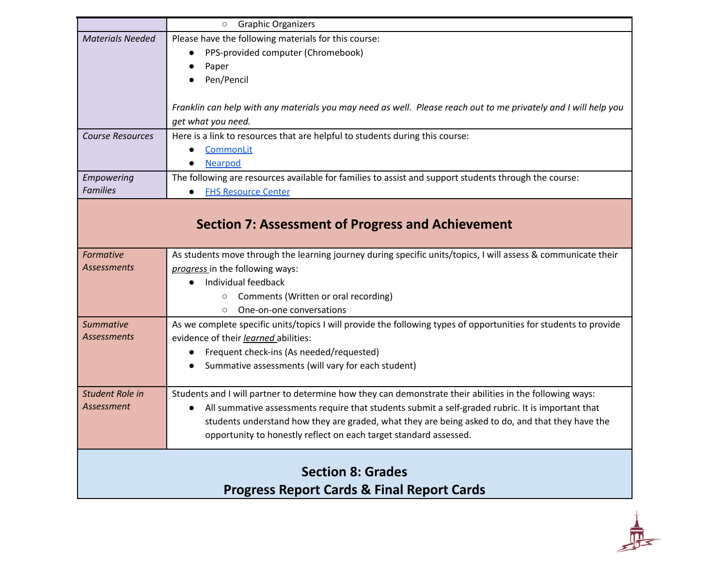| | |
|---|---|
| | ○ Graphic Organizers |
| *Materials Needed* | Please have the following materials for this course:<br>● PPS-provided computer (Chromebook)<br>● Paper<br>● Pen/Pencil<br><br>*Franklin can help with any materials you may need as well. Please reach out to me privately and I will help you get what you need.* |
| *Course Resources* | Here is a link to resources that are helpful to students during this course:<br>● CommonLit<br>● Nearpod |
| *Empowering Families* | The following are resources available for families to assist and support students through the course:<br>● FHS Resource Center |

## Section 7: Assessment of Progress and Achievement

| | |
|---|---|
| *Formative Assessments* | As students move through the learning journey during specific units/topics, I will assess & communicate their ***progress*** in the following ways:<br>● Individual feedback<br>○ Comments (Written or oral recording)<br>○ One-on-one conversations |
| *Summative Assessments* | As we complete specific units/topics I will provide the following types of opportunities for students to provide evidence of their ***learned*** abilities:<br>● Frequent check-ins (As needed/requested)<br>● Summative assessments (will vary for each student) |
| *Student Role in Assessment* | Students and I will partner to determine how they can demonstrate their abilities in the following ways:<br>● All summative assessments require that students submit a self-graded rubric. It is important that students understand how they are graded, what they are being asked to do, and that they have the opportunity to honestly reflect on each target standard assessed. |

## Section 8: Grades
## Progress Report Cards & Final Report Cards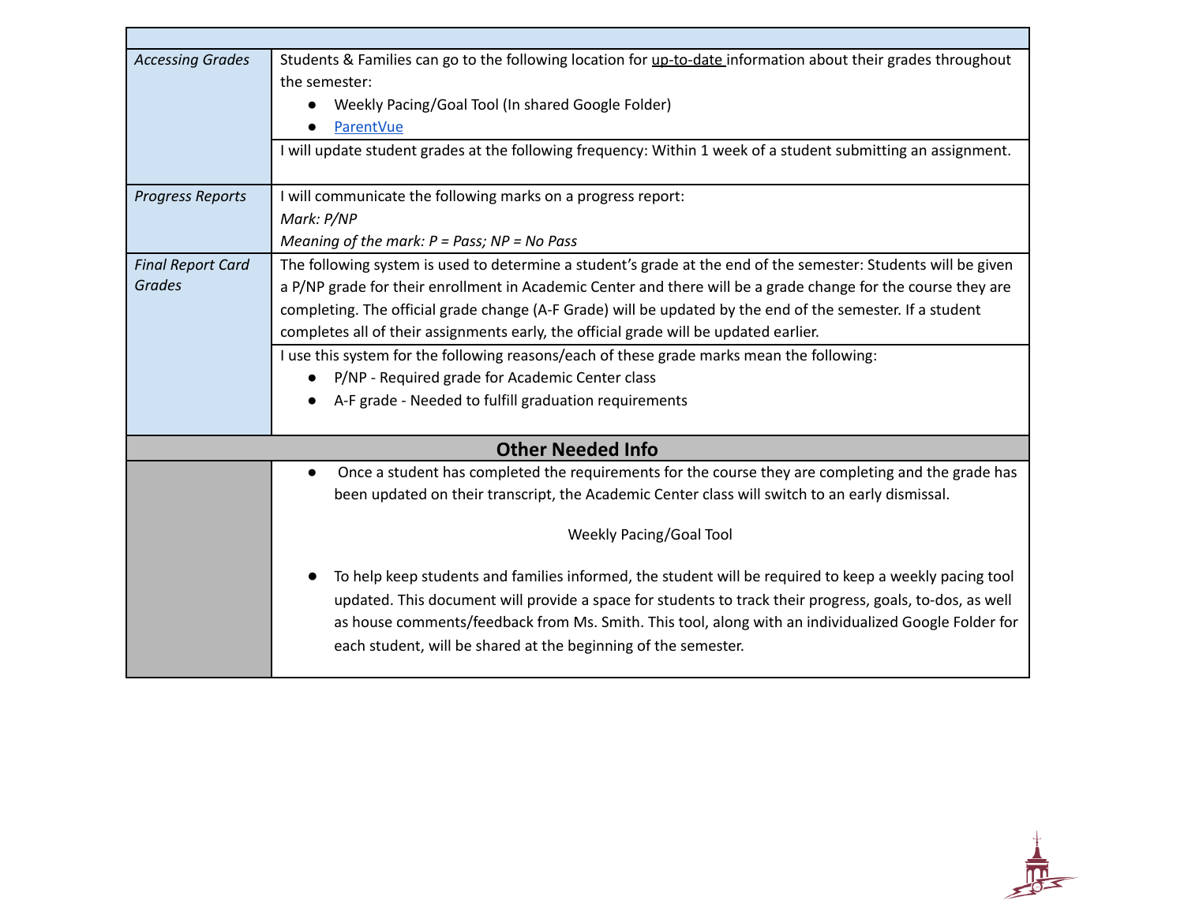| | |
|---|---|
| *Accessing Grades* | Students & Families can go to the following location for up-to-date information about their grades throughout the semester:<br>● Weekly Pacing/Goal Tool (In shared Google Folder)<br>● ParentVue |
| | I will update student grades at the following frequency: Within 1 week of a student submitting an assignment. |
| *Progress Reports* | I will communicate the following marks on a progress report:<br>*Mark: P/NP*<br>*Meaning of the mark: P = Pass; NP = No Pass* |
| *Final Report Card Grades* | The following system is used to determine a student's grade at the end of the semester: Students will be given a P/NP grade for their enrollment in Academic Center and there will be a grade change for the course they are completing. The official grade change (A-F Grade) will be updated by the end of the semester. If a student completes all of their assignments early, the official grade will be updated earlier. |
| | I use this system for the following reasons/each of these grade marks mean the following:<br>● P/NP - Required grade for Academic Center class<br>● A-F grade - Needed to fulfill graduation requirements |

## Other Needed Info

- Once a student has completed the requirements for the course they are completing and the grade has been updated on their transcript, the Academic Center class will switch to an early dismissal.

Weekly Pacing/Goal Tool

- To help keep students and families informed, the student will be required to keep a weekly pacing tool updated. This document will provide a space for students to track their progress, goals, to-dos, as well as house comments/feedback from Ms. Smith. This tool, along with an individualized Google Folder for each student, will be shared at the beginning of the semester.